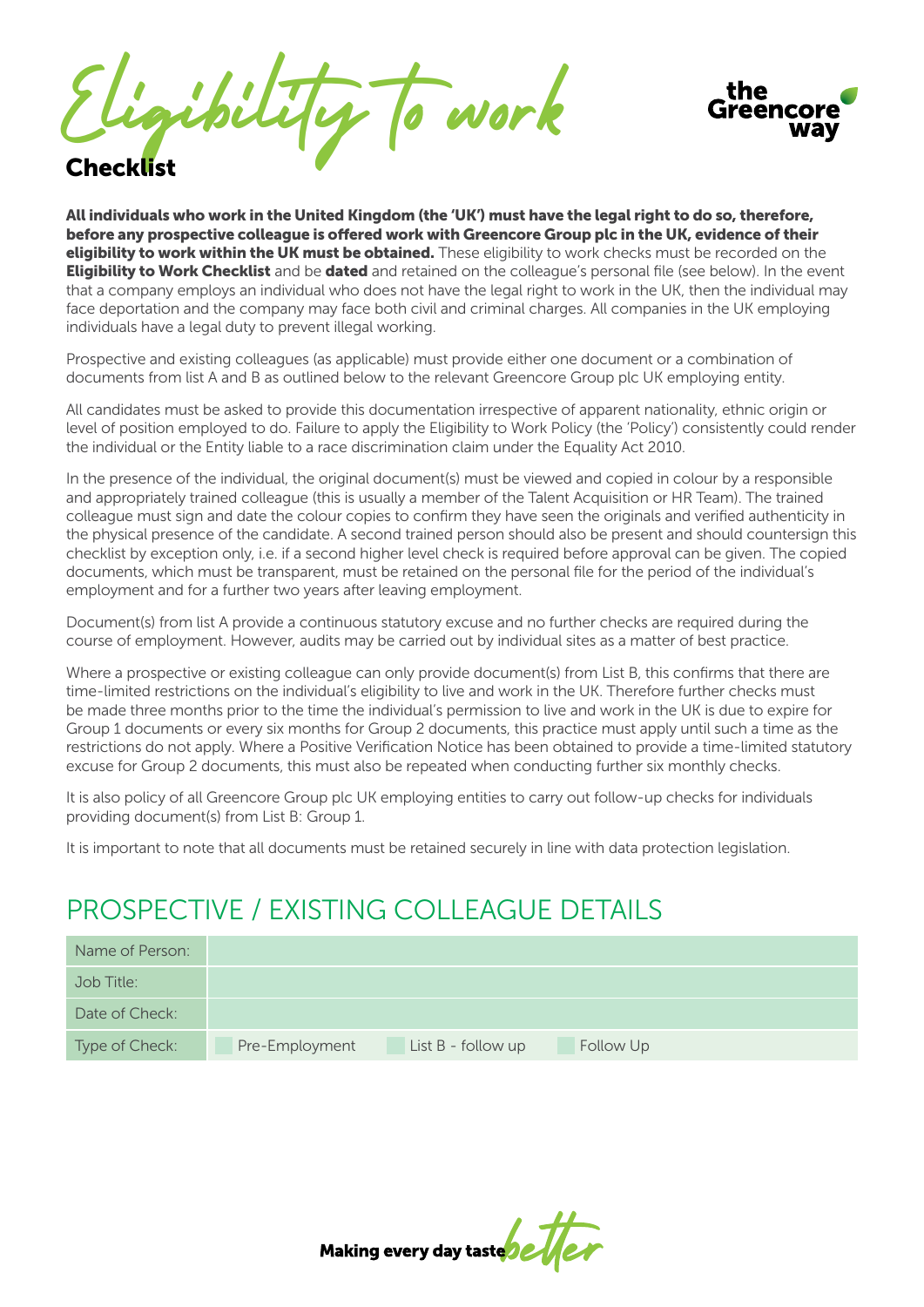# Eligibility to work

## Checklist

**All individuals who work in the United Kingdom (the 'UK') must have the legal right to do so, therefore, before any prospective colleague is offered work with Greencore Group plc in the UK, evidence of their eligibility to work within the UK must be obtained.** These eligibility to work checks must be recorded on the **Eligibility to Work Checklist** and be **dated** and retained on the colleague's personal file (see below). In the event that a company employs an individual who does not have the legal right to work in the UK, then the individual may face deportation and the company may face both civil and criminal charges. All companies in the UK employing individuals have a legal duty to prevent illegal working.

Prospective and existing colleagues (as applicable) must provide either one document or a combination of documents from list A and B as outlined below to the relevant Greencore Group plc UK employing entity.

All candidates must be asked to provide this documentation irrespective of apparent nationality, ethnic origin or level of position employed to do. Failure to apply the Eligibility to Work Policy (the 'Policy') consistently could render the individual or the Entity liable to a race discrimination claim under the Equality Act 2010.

In the presence of the individual, the original document(s) must be viewed and copied in colour by a responsible and appropriately trained colleague (this is usually a member of the Talent Acquisition or HR Team). The trained colleague must sign and date the colour copies to confirm they have seen the originals and verified authenticity in the physical presence of the candidate. A second trained person should also be present and should countersign this checklist by exception only, i.e. if a second higher level check is required before approval can be given. The copied documents, which must be transparent, must be retained on the personal file for the period of the individual's employment and for a further two years after leaving employment.

Document(s) from list A provide a continuous statutory excuse and no further checks are required during the course of employment. However, audits may be carried out by individual sites as a matter of best practice.

Where a prospective or existing colleague can only provide document(s) from List B, this confirms that there are time-limited restrictions on the individual's eligibility to live and work in the UK. Therefore further checks must be made three months prior to the time the individual's permission to live and work in the UK is due to expire for Group 1 documents or every six months for Group 2 documents, this practice must apply until such a time as the restrictions do not apply. Where a Positive Verification Notice has been obtained to provide a time-limited statutory excuse for Group 2 documents, this must also be repeated when conducting further six monthly checks.

It is also policy of all Greencore Group plc UK employing entities to carry out follow-up checks for individuals providing document(s) from List B: Group 1.

It is important to note that all documents must be retained securely in line with data protection legislation.

## PROSPECTIVE / EXISTING COLLEAGUE DETAILS

| Name of Person: | |
|---|---|
| Job Title: | |
| Date of Check: | |
| Type of Check: | ☐ Pre-Employment ☐ List B - follow up ☐ Follow Up |

Making every day taste better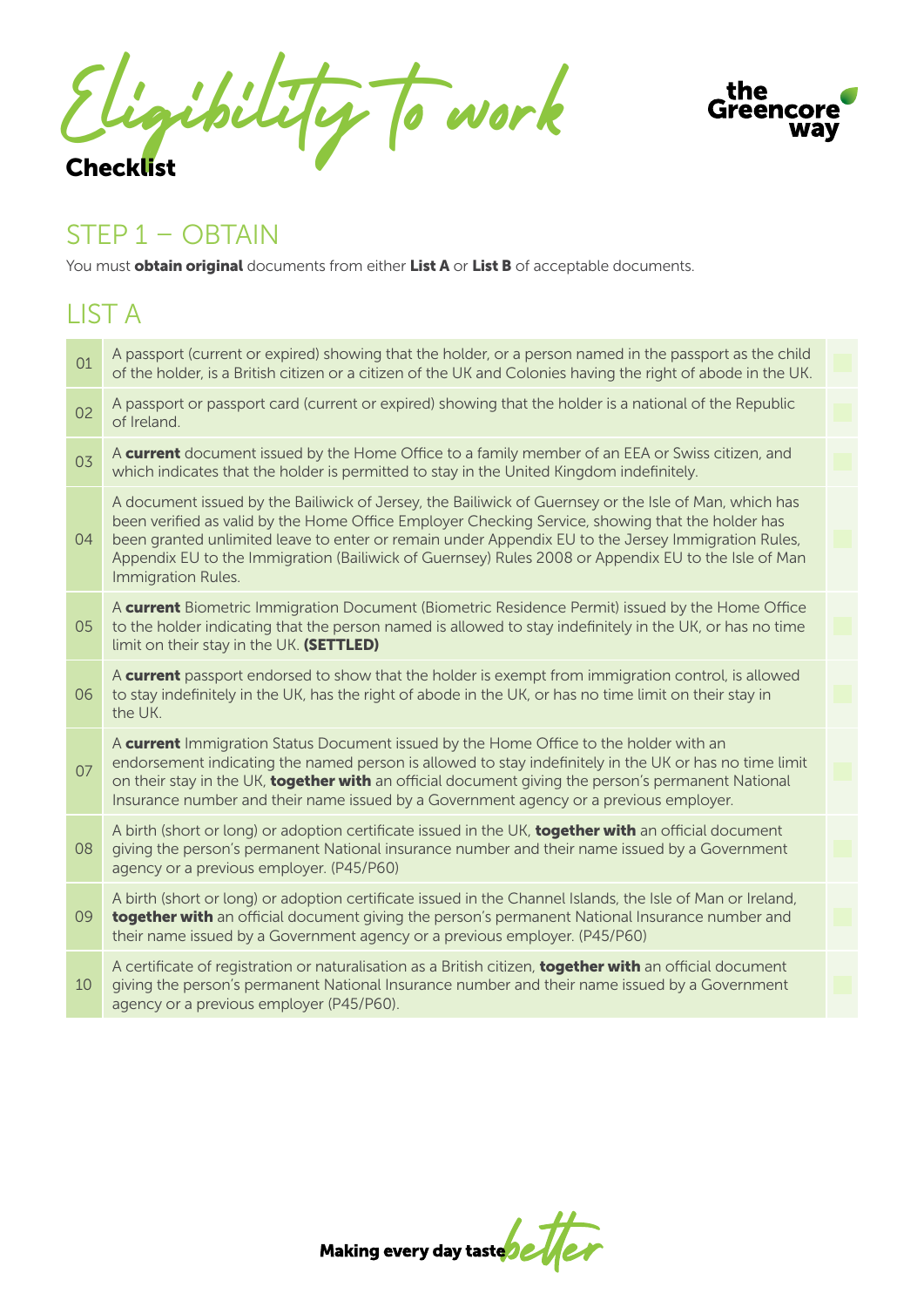# Eligibility to work
**Checklist**

## STEP 1 – OBTAIN

You must **obtain original** documents from either **List A** or **List B** of acceptable documents.

## LIST A

| | | |
|---|---|---|
| 01 | A passport (current or expired) showing that the holder, or a person named in the passport as the child of the holder, is a British citizen or a citizen of the UK and Colonies having the right of abode in the UK. | |
| 02 | A passport or passport card (current or expired) showing that the holder is a national of the Republic of Ireland. | |
| 03 | A **current** document issued by the Home Office to a family member of an EEA or Swiss citizen, and which indicates that the holder is permitted to stay in the United Kingdom indefinitely. | |
| 04 | A document issued by the Bailiwick of Jersey, the Bailiwick of Guernsey or the Isle of Man, which has been verified as valid by the Home Office Employer Checking Service, showing that the holder has been granted unlimited leave to enter or remain under Appendix EU to the Jersey Immigration Rules, Appendix EU to the Immigration (Bailiwick of Guernsey) Rules 2008 or Appendix EU to the Isle of Man Immigration Rules. | |
| 05 | A **current** Biometric Immigration Document (Biometric Residence Permit) issued by the Home Office to the holder indicating that the person named is allowed to stay indefinitely in the UK, or has no time limit on their stay in the UK. **(SETTLED)** | |
| 06 | A **current** passport endorsed to show that the holder is exempt from immigration control, is allowed to stay indefinitely in the UK, has the right of abode in the UK, or has no time limit on their stay in the UK. | |
| 07 | A **current** Immigration Status Document issued by the Home Office to the holder with an endorsement indicating the named person is allowed to stay indefinitely in the UK or has no time limit on their stay in the UK, **together with** an official document giving the person's permanent National Insurance number and their name issued by a Government agency or a previous employer. | |
| 08 | A birth (short or long) or adoption certificate issued in the UK, **together with** an official document giving the person's permanent National insurance number and their name issued by a Government agency or a previous employer. (P45/P60) | |
| 09 | A birth (short or long) or adoption certificate issued in the Channel Islands, the Isle of Man or Ireland, **together with** an official document giving the person's permanent National Insurance number and their name issued by a Government agency or a previous employer. (P45/P60) | |
| 10 | A certificate of registration or naturalisation as a British citizen, **together with** an official document giving the person's permanent National Insurance number and their name issued by a Government agency or a previous employer (P45/P60). | |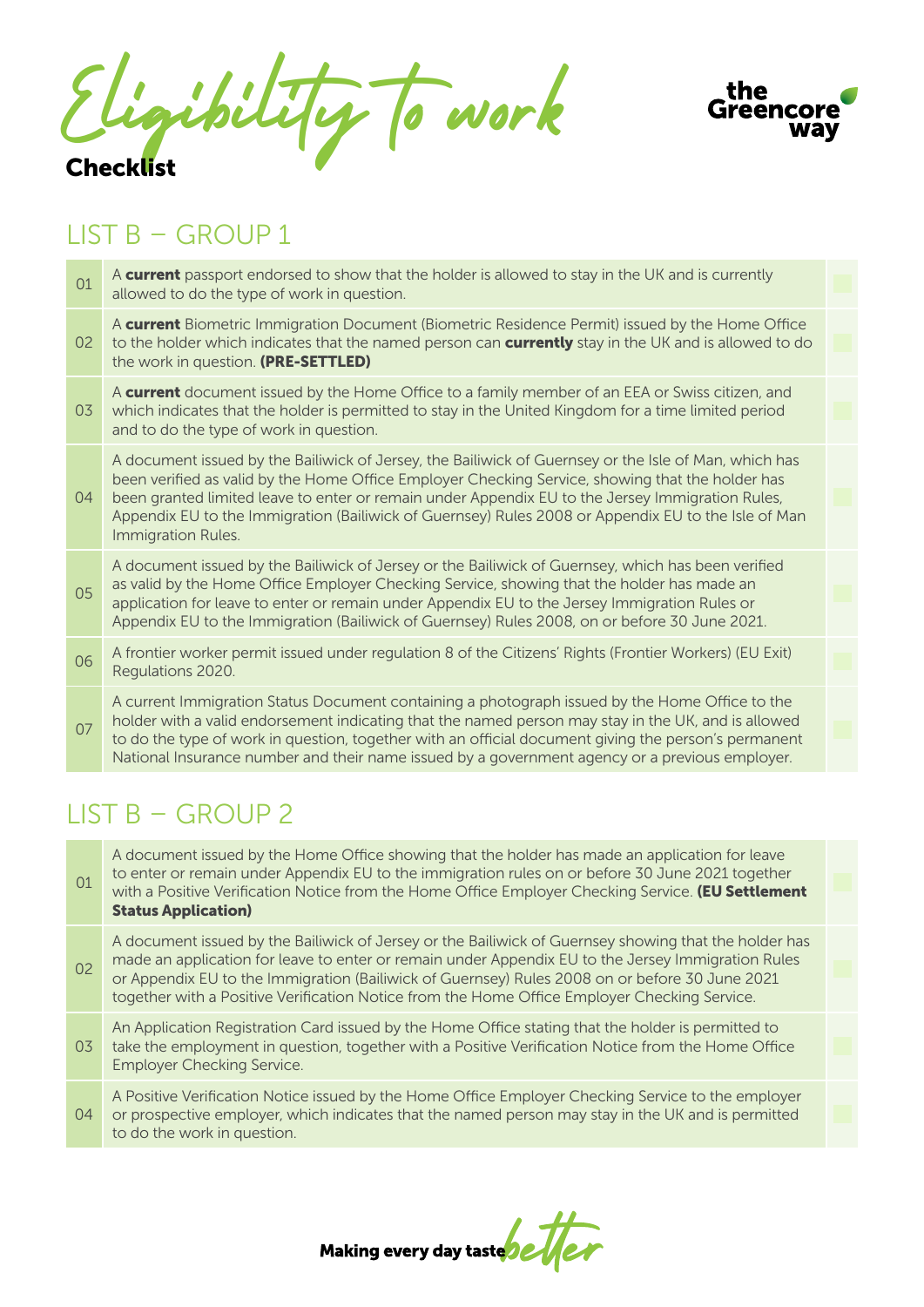# Eligibility to work

**Checklist**

## LIST B – GROUP 1

| | | |
|---|---|---|
| 01 | A **current** passport endorsed to show that the holder is allowed to stay in the UK and is currently allowed to do the type of work in question. | |
| 02 | A **current** Biometric Immigration Document (Biometric Residence Permit) issued by the Home Office to the holder which indicates that the named person can **currently** stay in the UK and is allowed to do the work in question. **(PRE-SETTLED)** | |
| 03 | A **current** document issued by the Home Office to a family member of an EEA or Swiss citizen, and which indicates that the holder is permitted to stay in the United Kingdom for a time limited period and to do the type of work in question. | |
| 04 | A document issued by the Bailiwick of Jersey, the Bailiwick of Guernsey or the Isle of Man, which has been verified as valid by the Home Office Employer Checking Service, showing that the holder has been granted limited leave to enter or remain under Appendix EU to the Jersey Immigration Rules, Appendix EU to the Immigration (Bailiwick of Guernsey) Rules 2008 or Appendix EU to the Isle of Man Immigration Rules. | |
| 05 | A document issued by the Bailiwick of Jersey or the Bailiwick of Guernsey, which has been verified as valid by the Home Office Employer Checking Service, showing that the holder has made an application for leave to enter or remain under Appendix EU to the Jersey Immigration Rules or Appendix EU to the Immigration (Bailiwick of Guernsey) Rules 2008, on or before 30 June 2021. | |
| 06 | A frontier worker permit issued under regulation 8 of the Citizens' Rights (Frontier Workers) (EU Exit) Regulations 2020. | |
| 07 | A current Immigration Status Document containing a photograph issued by the Home Office to the holder with a valid endorsement indicating that the named person may stay in the UK, and is allowed to do the type of work in question, together with an official document giving the person's permanent National Insurance number and their name issued by a government agency or a previous employer. | |

## LIST B – GROUP 2

| | | |
|---|---|---|
| 01 | A document issued by the Home Office showing that the holder has made an application for leave to enter or remain under Appendix EU to the immigration rules on or before 30 June 2021 together with a Positive Verification Notice from the Home Office Employer Checking Service. **(EU Settlement Status Application)** | |
| 02 | A document issued by the Bailiwick of Jersey or the Bailiwick of Guernsey showing that the holder has made an application for leave to enter or remain under Appendix EU to the Jersey Immigration Rules or Appendix EU to the Immigration (Bailiwick of Guernsey) Rules 2008 on or before 30 June 2021 together with a Positive Verification Notice from the Home Office Employer Checking Service. | |
| 03 | An Application Registration Card issued by the Home Office stating that the holder is permitted to take the employment in question, together with a Positive Verification Notice from the Home Office Employer Checking Service. | |
| 04 | A Positive Verification Notice issued by the Home Office Employer Checking Service to the employer or prospective employer, which indicates that the named person may stay in the UK and is permitted to do the work in question. | |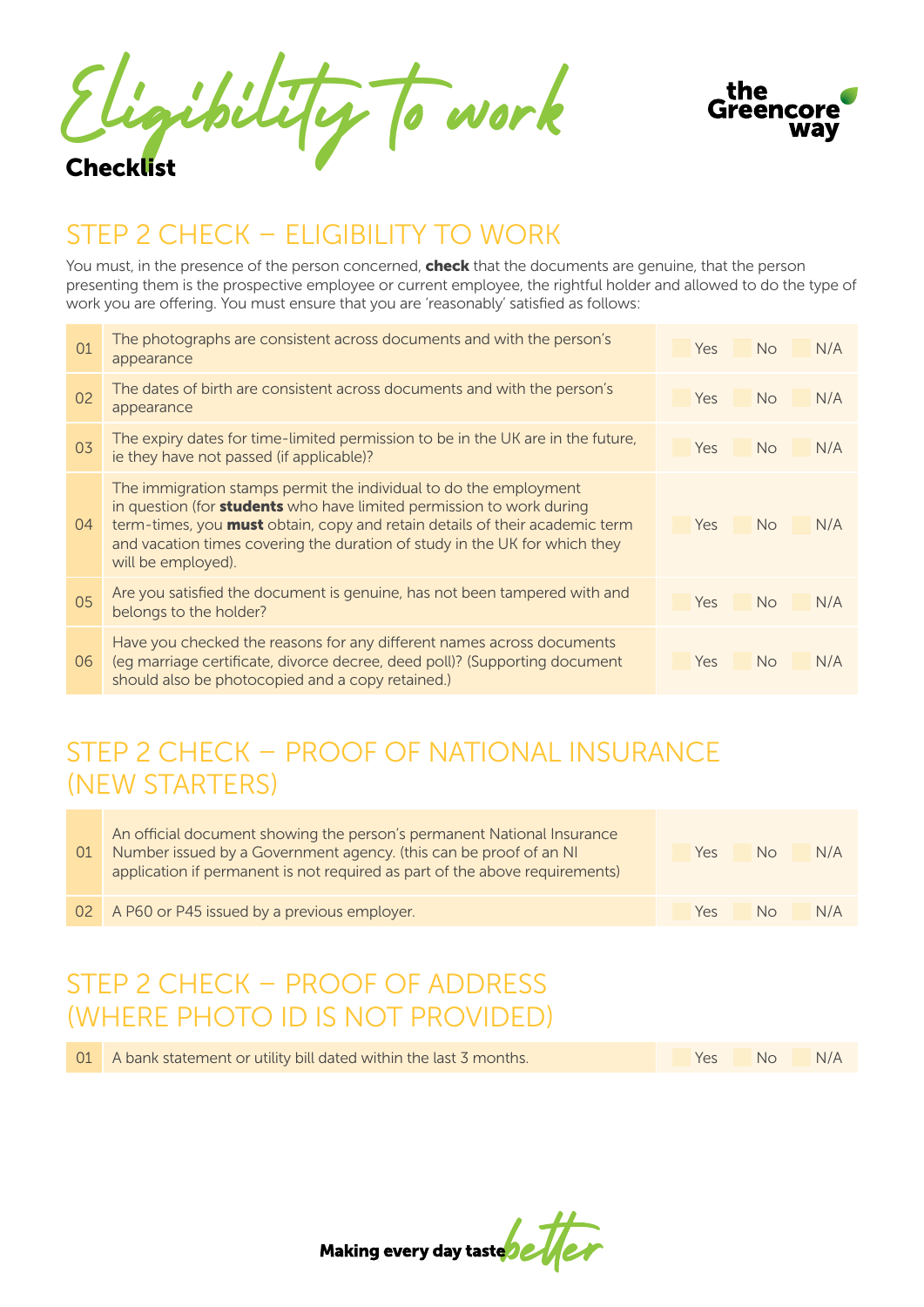# Eligibility to work

**Checklist**

the Greencore way

## STEP 2 CHECK – ELIGIBILITY TO WORK

You must, in the presence of the person concerned, **check** that the documents are genuine, that the person presenting them is the prospective employee or current employee, the rightful holder and allowed to do the type of work you are offering. You must ensure that you are 'reasonably' satisfied as follows:

| | | | | |
|---|---|---|---|---|
| 01 | The photographs are consistent across documents and with the person's appearance | Yes | No | N/A |
| 02 | The dates of birth are consistent across documents and with the person's appearance | Yes | No | N/A |
| 03 | The expiry dates for time-limited permission to be in the UK are in the future, ie they have not passed (if applicable)? | Yes | No | N/A |
| 04 | The immigration stamps permit the individual to do the employment in question (for **students** who have limited permission to work during term-times, you **must** obtain, copy and retain details of their academic term and vacation times covering the duration of study in the UK for which they will be employed). | Yes | No | N/A |
| 05 | Are you satisfied the document is genuine, has not been tampered with and belongs to the holder? | Yes | No | N/A |
| 06 | Have you checked the reasons for any different names across documents (eg marriage certificate, divorce decree, deed poll)? (Supporting document should also be photocopied and a copy retained.) | Yes | No | N/A |

## STEP 2 CHECK – PROOF OF NATIONAL INSURANCE (NEW STARTERS)

| | | | | |
|---|---|---|---|---|
| 01 | An official document showing the person's permanent National Insurance Number issued by a Government agency. (this can be proof of an NI application if permanent is not required as part of the above requirements) | Yes | No | N/A |
| 02 | A P60 or P45 issued by a previous employer. | Yes | No | N/A |

## STEP 2 CHECK – PROOF OF ADDRESS (WHERE PHOTO ID IS NOT PROVIDED)

| | | | | |
|---|---|---|---|---|
| 01 | A bank statement or utility bill dated within the last 3 months. | Yes | No | N/A |

**Making every day taste** *better*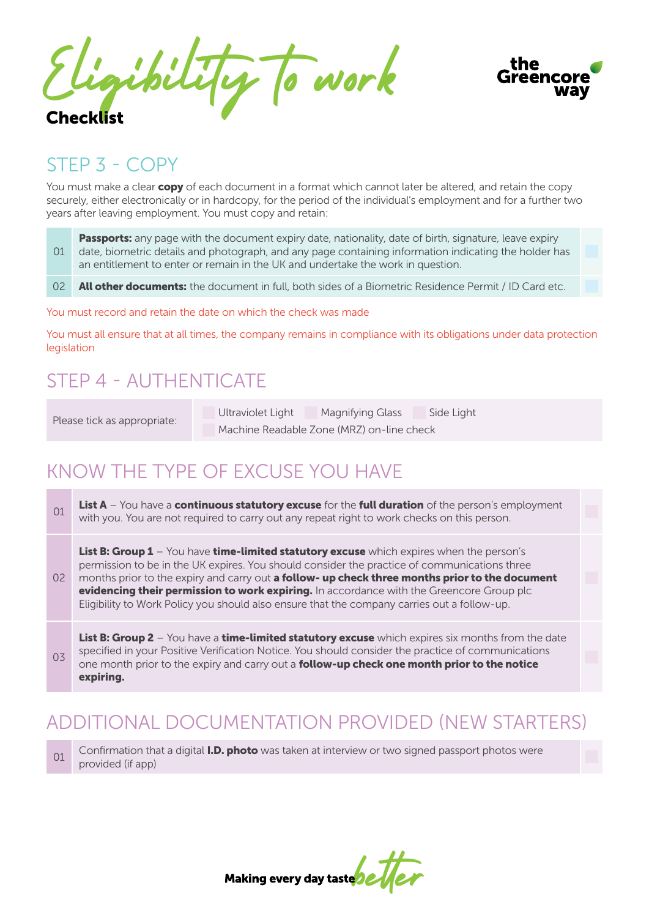# Eligibility to work

**Checklist**

## STEP 3 - COPY

You must make a clear **copy** of each document in a format which cannot later be altered, and retain the copy securely, either electronically or in hardcopy, for the period of the individual's employment and for a further two years after leaving employment. You must copy and retain:

| | | |
|---|---|---|
| 01 | **Passports:** any page with the document expiry date, nationality, date of birth, signature, leave expiry date, biometric details and photograph, and any page containing information indicating the holder has an entitlement to enter or remain in the UK and undertake the work in question. | ☐ |
| 02 | **All other documents:** the document in full, both sides of a Biometric Residence Permit / ID Card etc. | ☐ |

You must record and retain the date on which the check was made

You must all ensure that at all times, the company remains in compliance with its obligations under data protection legislation

## STEP 4 - AUTHENTICATE

| | |
|---|---|
| Please tick as appropriate: | ☐ Ultraviolet Light ☐ Magnifying Glass ☐ Side Light<br>☐ Machine Readable Zone (MRZ) on-line check |

## KNOW THE TYPE OF EXCUSE YOU HAVE

| | | |
|---|---|---|
| 01 | **List A** – You have a **continuous statutory excuse** for the **full duration** of the person's employment with you. You are not required to carry out any repeat right to work checks on this person. | ☐ |
| 02 | **List B: Group 1** – You have **time-limited statutory excuse** which expires when the person's permission to be in the UK expires. You should consider the practice of communications three months prior to the expiry and carry out **a follow- up check three months prior to the document evidencing their permission to work expiring.** In accordance with the Greencore Group plc Eligibility to Work Policy you should also ensure that the company carries out a follow-up. | ☐ |
| 03 | **List B: Group 2** – You have a **time-limited statutory excuse** which expires six months from the date specified in your Positive Verification Notice. You should consider the practice of communications one month prior to the expiry and carry out a **follow-up check one month prior to the notice expiring.** | ☐ |

## ADDITIONAL DOCUMENTATION PROVIDED (NEW STARTERS)

| | | |
|---|---|---|
| 01 | Confirmation that a digital **I.D. photo** was taken at interview or two signed passport photos were provided (if app) | ☐ |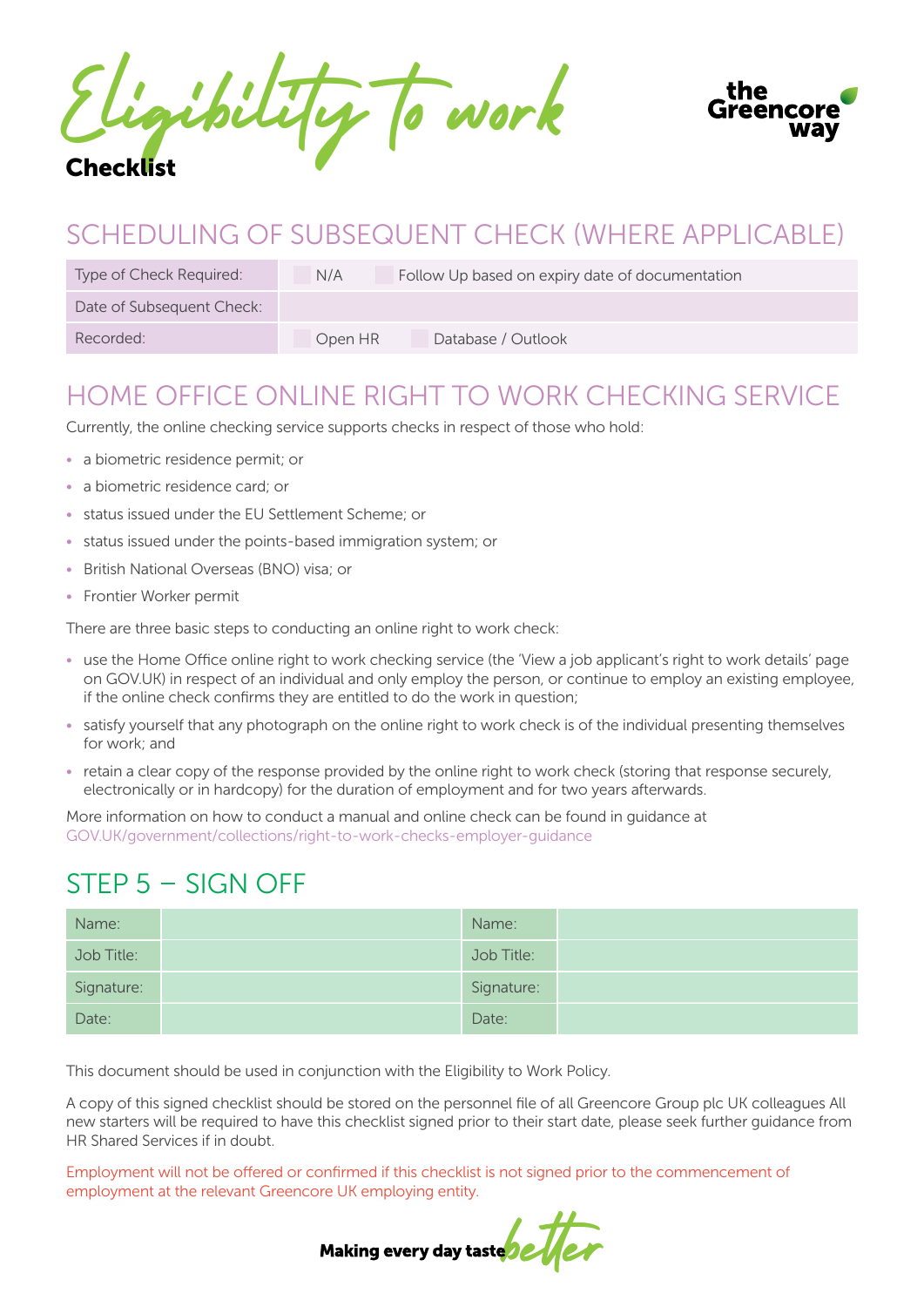# Eligibility to work

**Checklist**

the Greencore way

## SCHEDULING OF SUBSEQUENT CHECK (WHERE APPLICABLE)

| | |
|---|---|
| Type of Check Required: | ☐ N/A ☐ Follow Up based on expiry date of documentation |
| Date of Subsequent Check: | |
| Recorded: | ☐ Open HR ☐ Database / Outlook |

## HOME OFFICE ONLINE RIGHT TO WORK CHECKING SERVICE

Currently, the online checking service supports checks in respect of those who hold:

- a biometric residence permit; or
- a biometric residence card; or
- status issued under the EU Settlement Scheme; or
- status issued under the points-based immigration system; or
- British National Overseas (BNO) visa; or
- Frontier Worker permit

There are three basic steps to conducting an online right to work check:

- use the Home Office online right to work checking service (the 'View a job applicant's right to work details' page on GOV.UK) in respect of an individual and only employ the person, or continue to employ an existing employee, if the online check confirms they are entitled to do the work in question;
- satisfy yourself that any photograph on the online right to work check is of the individual presenting themselves for work; and
- retain a clear copy of the response provided by the online right to work check (storing that response securely, electronically or in hardcopy) for the duration of employment and for two years afterwards.

More information on how to conduct a manual and online check can be found in guidance at GOV.UK/government/collections/right-to-work-checks-employer-guidance

## STEP 5 – SIGN OFF

| | | | |
|---|---|---|---|
| Name: | | Name: | |
| Job Title: | | Job Title: | |
| Signature: | | Signature: | |
| Date: | | Date: | |

This document should be used in conjunction with the Eligibility to Work Policy.

A copy of this signed checklist should be stored on the personnel file of all Greencore Group plc UK colleagues All new starters will be required to have this checklist signed prior to their start date, please seek further guidance from HR Shared Services if in doubt.

Employment will not be offered or confirmed if this checklist is not signed prior to the commencement of employment at the relevant Greencore UK employing entity.

**Making every day taste** better